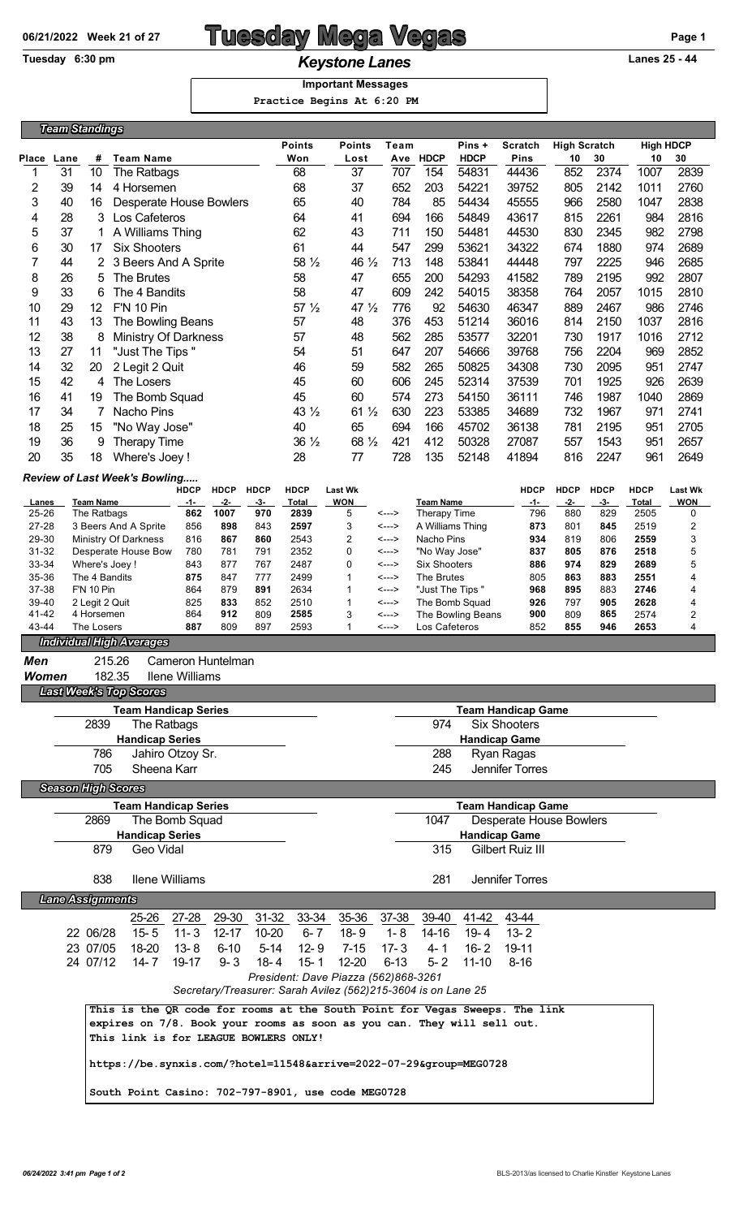# Tuesday Mega Vegas

06/21/2022 Week 21 of 27

Tuesday 6:30 pm

## *Keystone Lanes*

Lanes 25 - 44

**Important Messages**

Practice Begins At 6:20 PM

### *Team Standings*

| Place | Lane | # | Team Name | Points Won | Points Lost | Team Ave | HDCP | Pins + HDCP | Scratch Pins | High Scratch 10 | High Scratch 30 | High HDCP 10 | High HDCP 30 |
|---|---|---|---|---|---|---|---|---|---|---|---|---|---|
| 1 | 31 | 10 | The Ratbags | 68 | 37 | 707 | 154 | 54831 | 44436 | 852 | 2374 | 1007 | 2839 |
| 2 | 39 | 14 | 4 Horsemen | 68 | 37 | 652 | 203 | 54221 | 39752 | 805 | 2142 | 1011 | 2760 |
| 3 | 40 | 16 | Desperate House Bowlers | 65 | 40 | 784 | 85 | 54434 | 45555 | 966 | 2580 | 1047 | 2838 |
| 4 | 28 | 3 | Los Cafeteros | 64 | 41 | 694 | 166 | 54849 | 43617 | 815 | 2261 | 984 | 2816 |
| 5 | 37 | 1 | A Williams Thing | 62 | 43 | 711 | 150 | 54481 | 44530 | 830 | 2345 | 982 | 2798 |
| 6 | 30 | 17 | Six Shooters | 61 | 44 | 547 | 299 | 53621 | 34322 | 674 | 1880 | 974 | 2689 |
| 7 | 44 | 2 | 3 Beers And A Sprite | 58 ½ | 46 ½ | 713 | 148 | 53841 | 44448 | 797 | 2225 | 946 | 2685 |
| 8 | 26 | 5 | The Brutes | 58 | 47 | 655 | 200 | 54293 | 41582 | 789 | 2195 | 992 | 2807 |
| 9 | 33 | 6 | The 4 Bandits | 58 | 47 | 609 | 242 | 54015 | 38358 | 764 | 2057 | 1015 | 2810 |
| 10 | 29 | 12 | F'N 10 Pin | 57 ½ | 47 ½ | 776 | 92 | 54630 | 46347 | 889 | 2467 | 986 | 2746 |
| 11 | 43 | 13 | The Bowling Beans | 57 | 48 | 376 | 453 | 51214 | 36016 | 814 | 2150 | 1037 | 2816 |
| 12 | 38 | 8 | Ministry Of Darkness | 57 | 48 | 562 | 285 | 53577 | 32201 | 730 | 1917 | 1016 | 2712 |
| 13 | 27 | 11 | "Just The Tips " | 54 | 51 | 647 | 207 | 54666 | 39768 | 756 | 2204 | 969 | 2852 |
| 14 | 32 | 20 | 2 Legit 2 Quit | 46 | 59 | 582 | 265 | 50825 | 34308 | 730 | 2095 | 951 | 2747 |
| 15 | 42 | 4 | The Losers | 45 | 60 | 606 | 245 | 52314 | 37539 | 701 | 1925 | 926 | 2639 |
| 16 | 41 | 19 | The Bomb Squad | 45 | 60 | 574 | 273 | 54150 | 36111 | 746 | 1987 | 1040 | 2869 |
| 17 | 34 | 7 | Nacho Pins | 43 ½ | 61 ½ | 630 | 223 | 53385 | 34689 | 732 | 1967 | 971 | 2741 |
| 18 | 25 | 15 | "No Way Jose" | 40 | 65 | 694 | 166 | 45702 | 36138 | 781 | 2195 | 951 | 2705 |
| 19 | 36 | 9 | Therapy Time | 36 ½ | 68 ½ | 421 | 412 | 50328 | 27087 | 557 | 1543 | 951 | 2657 |
| 20 | 35 | 18 | Where's Joey ! | 28 | 77 | 728 | 135 | 52148 | 41894 | 816 | 2247 | 961 | 2649 |

### *Review of Last Week's Bowling.....*

| Lanes | Team Name | HDCP -1- | HDCP -2- | HDCP -3- | HDCP Total | Last Wk WON | | Team Name | HDCP -1- | HDCP -2- | HDCP -3- | HDCP Total | Last Wk WON |
|---|---|---|---|---|---|---|---|---|---|---|---|---|---|
| 25-26 | The Ratbags | **862** | **1007** | **970** | **2839** | 5 | <---> | Therapy Time | 796 | 880 | 829 | 2505 | 0 |
| 27-28 | 3 Beers And A Sprite | 856 | **898** | 843 | 2597 | 3 | <---> | A Williams Thing | **873** | 801 | **845** | 2519 | 2 |
| 29-30 | Ministry Of Darkness | 816 | **867** | **860** | 2543 | 2 | <---> | Nacho Pins | **934** | 819 | 806 | **2559** | 3 |
| 31-32 | Desperate House Bow | 780 | 781 | 791 | 2352 | 0 | <---> | "No Way Jose" | **837** | **805** | **876** | **2518** | 5 |
| 33-34 | Where's Joey ! | 843 | 877 | 767 | 2487 | 0 | <---> | Six Shooters | **886** | **974** | **829** | **2689** | 5 |
| 35-36 | The 4 Bandits | **875** | 847 | 777 | 2499 | 1 | <---> | The Brutes | 805 | **863** | **883** | **2551** | 4 |
| 37-38 | F'N 10 Pin | 864 | 879 | **891** | 2634 | 1 | <---> | "Just The Tips " | **968** | **895** | 883 | **2746** | 4 |
| 39-40 | 2 Legit 2 Quit | 825 | **833** | 852 | 2510 | 1 | <---> | The Bomb Squad | **926** | 797 | **905** | **2628** | 4 |
| 41-42 | 4 Horsemen | 864 | **912** | 809 | **2585** | 3 | <---> | The Bowling Beans | **900** | 809 | **865** | 2574 | 2 |
| 43-44 | The Losers | **887** | 809 | 897 | 2593 | 1 | <---> | Los Cafeteros | 852 | **855** | **946** | **2653** | 4 |

### *Individual High Averages*

**Men** 215.26 Cameron Huntelman

**Women** 182.35 Ilene Williams

### *Last Week's Top Scores*

| Team Handicap Series | | Team Handicap Game | |
|---|---|---|---|
| 2839 | The Ratbags | 974 | Six Shooters |
| **Handicap Series** | | **Handicap Game** | |
| 786 | Jahiro Otzoy Sr. | 288 | Ryan Ragas |
| 705 | Sheena Karr | 245 | Jennifer Torres |

### *Season High Scores*

| Team Handicap Series | | Team Handicap Game | |
|---|---|---|---|
| 2869 | The Bomb Squad | 1047 | Desperate House Bowlers |
| **Handicap Series** | | **Handicap Game** | |
| 879 | Geo Vidal | 315 | Gilbert Ruiz III |
| 838 | Ilene Williams | 281 | Jennifer Torres |

### *Lane Assignments*

| | 25-26 | 27-28 | 29-30 | 31-32 | 33-34 | 35-36 | 37-38 | 39-40 | 41-42 | 43-44 |
|---|---|---|---|---|---|---|---|---|---|---|
| 22 06/28 | 15- 5 | 11- 3 | 12-17 | 10-20 | 6- 7 | 18- 9 | 1- 8 | 14-16 | 19- 4 | 13- 2 |
| 23 07/05 | 18-20 | 13- 8 | 6-10 | 5-14 | 12- 9 | 7-15 | 17- 3 | 4- 1 | 16- 2 | 19-11 |
| 24 07/12 | 14- 7 | 19-17 | 9- 3 | 18- 4 | 15- 1 | 12-20 | 6-13 | 5- 2 | 11-10 | 8-16 |

*President: Dave Piazza (562)868-3261*

*Secretary/Treasurer: Sarah Avilez (562)215-3604 is on Lane 25*

```
This is the QR code for rooms at the South Point for Vegas Sweeps. The link
expires on 7/8. Book your rooms as soon as you can. They will sell out.
This link is for LEAGUE BOWLERS ONLY!

https://be.synxis.com/?hotel=11548&arrive=2022-07-29&group=MEG0728

South Point Casino: 702-797-8901, use code MEG0728
```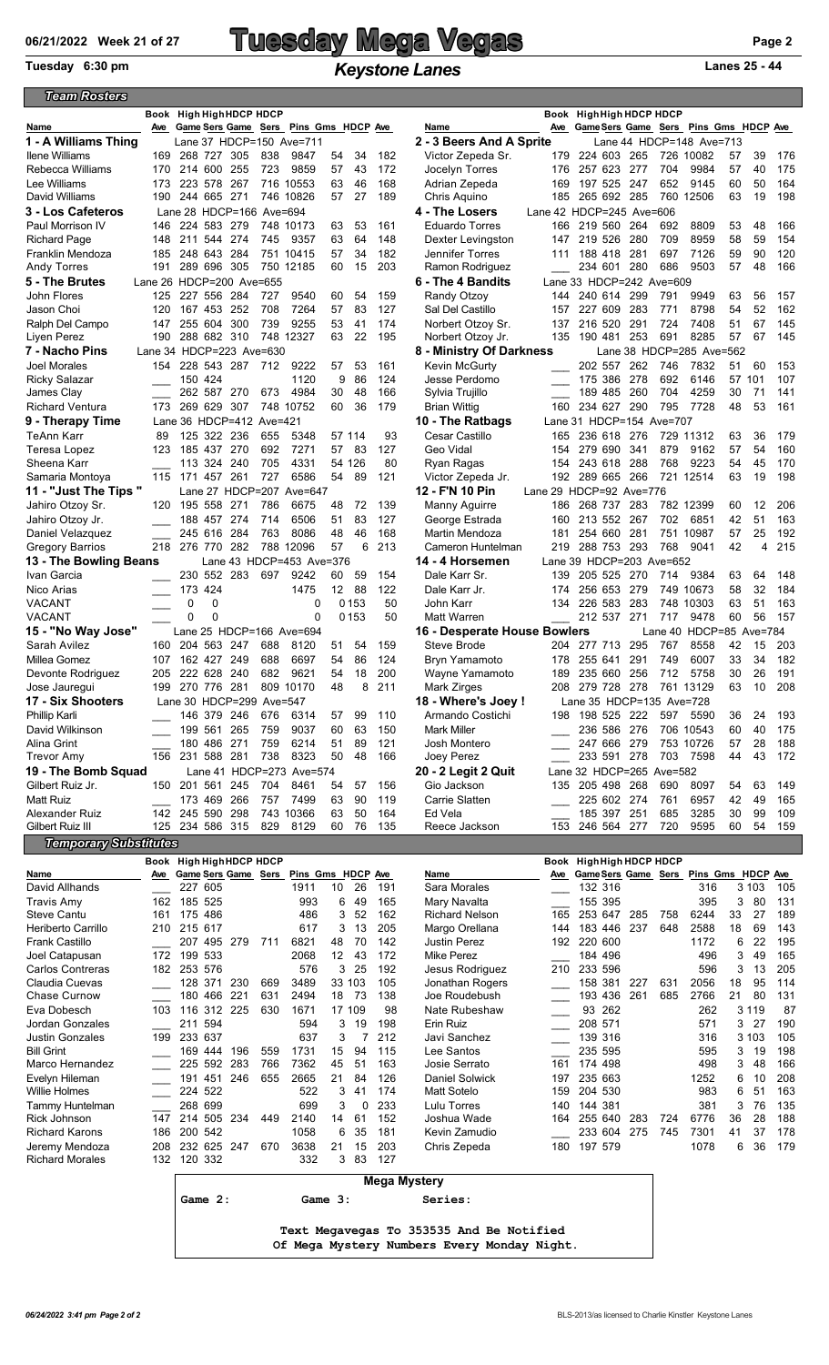# Tuesday Mega Vegas

06/21/2022 Week 21 of 27

Tuesday 6:30 pm

## Keystone Lanes

Lanes 25 - 44

### Team Rosters

| Name | Book Ave | High Game | High Sers | HDCP Game | HDCP Sers | Pins | Gms | HDCP | Ave |
|---|---|---|---|---|---|---|---|---|---|
| **1 - A Williams Thing** | Lane 37 HDCP=150 Ave=711 | | | | | | | | |
| Ilene Williams | 169 | 268 | 727 | 305 | 838 | 9847 | 54 | 34 | 182 |
| Rebecca Williams | 170 | 214 | 600 | 255 | 723 | 9859 | 57 | 43 | 172 |
| Lee Williams | 173 | 223 | 578 | 267 | 716 | 10553 | 63 | 46 | 168 |
| David Williams | 190 | 244 | 665 | 271 | 746 | 10826 | 57 | 27 | 189 |
| **3 - Los Cafeteros** | Lane 28 HDCP=166 Ave=694 | | | | | | | | |
| Paul Morrison IV | 146 | 224 | 583 | 279 | 748 | 10173 | 63 | 53 | 161 |
| Richard Page | 148 | 211 | 544 | 274 | 745 | 9357 | 63 | 64 | 148 |
| Franklin Mendoza | 185 | 248 | 643 | 284 | 751 | 10415 | 57 | 34 | 182 |
| Andy Torres | 191 | 289 | 696 | 305 | 750 | 12185 | 60 | 15 | 203 |
| **5 - The Brutes** | Lane 26 HDCP=200 Ave=655 | | | | | | | | |
| John Flores | 125 | 227 | 556 | 284 | 727 | 9540 | 60 | 54 | 159 |
| Jason Choi | 120 | 167 | 453 | 252 | 708 | 7264 | 57 | 83 | 127 |
| Ralph Del Campo | 147 | 255 | 604 | 300 | 739 | 9255 | 53 | 41 | 174 |
| Liyen Perez | 190 | 288 | 682 | 310 | 748 | 12327 | 63 | 22 | 195 |
| **7 - Nacho Pins** | Lane 34 HDCP=223 Ave=630 | | | | | | | | |
| Joel Morales | 154 | 228 | 543 | 287 | 712 | 9222 | 57 | 53 | 161 |
| Ricky Salazar | ___ | 150 | 424 | | | 1120 | 9 | 86 | 124 |
| James Clay | ___ | 262 | 587 | 270 | 673 | 4984 | 30 | 48 | 166 |
| Richard Ventura | 173 | 269 | 629 | 307 | 748 | 10752 | 60 | 36 | 179 |
| **9 - Therapy Time** | Lane 36 HDCP=412 Ave=421 | | | | | | | | |
| TeAnn Karr | 89 | 125 | 322 | 236 | 655 | 5348 | 57 | 114 | 93 |
| Teresa Lopez | 123 | 185 | 437 | 270 | 692 | 7271 | 57 | 83 | 127 |
| Sheena Karr | ___ | 113 | 324 | 240 | 705 | 4331 | 54 | 126 | 80 |
| Samaria Montoya | 115 | 171 | 457 | 261 | 727 | 6586 | 54 | 89 | 121 |
| **11 - "Just The Tips "** | Lane 27 HDCP=207 Ave=647 | | | | | | | | |
| Jahiro Otzoy Sr. | 120 | 195 | 558 | 271 | 786 | 6675 | 48 | 72 | 139 |
| Jahiro Otzoy Jr. | ___ | 188 | 457 | 274 | 714 | 6506 | 51 | 83 | 127 |
| Daniel Velazquez | ___ | 245 | 616 | 284 | 763 | 8086 | 48 | 46 | 168 |
| Gregory Barrios | 218 | 276 | 770 | 282 | 788 | 12096 | 57 | 6 | 213 |
| **13 - The Bowling Beans** | Lane 43 HDCP=453 Ave=376 | | | | | | | | |
| Ivan Garcia | ___ | 230 | 552 | 283 | 697 | 9242 | 60 | 59 | 154 |
| Nico Arias | ___ | 173 | 424 | | | 1475 | 12 | 88 | 122 |
| VACANT | ___ | 0 | 0 | | | 0 | 0 | 153 | 50 |
| VACANT | ___ | 0 | 0 | | | 0 | 0 | 153 | 50 |
| **15 - "No Way Jose"** | Lane 25 HDCP=166 Ave=694 | | | | | | | | |
| Sarah Avilez | 160 | 204 | 563 | 247 | 688 | 8120 | 51 | 54 | 159 |
| Millea Gomez | 107 | 162 | 427 | 249 | 688 | 6697 | 54 | 86 | 124 |
| Devonte Rodriguez | 205 | 222 | 628 | 240 | 682 | 9621 | 54 | 18 | 200 |
| Jose Jauregui | 199 | 270 | 776 | 281 | 809 | 10170 | 48 | 8 | 211 |
| **17 - Six Shooters** | Lane 30 HDCP=299 Ave=547 | | | | | | | | |
| Phillip Karli | ___ | 146 | 379 | 246 | 676 | 6314 | 57 | 99 | 110 |
| David Wilkinson | ___ | 199 | 561 | 265 | 759 | 9037 | 60 | 63 | 150 |
| Alina Grint | ___ | 180 | 485 | 274 | 759 | 6214 | 51 | 89 | 121 |
| Trevor Amy | 156 | 231 | 588 | 281 | 738 | 8323 | 50 | 48 | 166 |
| **19 - The Bomb Squad** | Lane 41 HDCP=273 Ave=574 | | | | | | | | |
| Gilbert Ruiz Jr. | 150 | 201 | 561 | 245 | 704 | 8461 | 54 | 57 | 156 |
| Matt Ruiz | ___ | 173 | 469 | 266 | 757 | 7499 | 63 | 90 | 119 |
| Alexander Ruiz | 142 | 245 | 590 | 298 | 743 | 10366 | 63 | 50 | 164 |
| Gilbert Ruiz III | 125 | 234 | 586 | 315 | 829 | 8129 | 60 | 76 | 135 |

| Name | Book Ave | High Game | High Sers | HDCP Game | HDCP Sers | Pins | Gms | HDCP | Ave |
|---|---|---|---|---|---|---|---|---|---|
| **2 - 3 Beers And A Sprite** | Lane 44 HDCP=148 Ave=713 | | | | | | | | |
| Victor Zepeda Sr. | 179 | 224 | 603 | 265 | 726 | 10082 | 57 | 39 | 176 |
| Jocelyn Torres | 176 | 257 | 623 | 277 | 704 | 9984 | 57 | 40 | 175 |
| Adrian Zepeda | 169 | 197 | 525 | 247 | 652 | 9145 | 60 | 50 | 164 |
| Chris Aquino | 185 | 265 | 692 | 285 | 760 | 12506 | 63 | 19 | 198 |
| **4 - The Losers** | Lane 42 HDCP=245 Ave=606 | | | | | | | | |
| Eduardo Torres | 166 | 219 | 560 | 264 | 692 | 8809 | 53 | 48 | 166 |
| Dexter Levingston | 147 | 219 | 526 | 280 | 709 | 8959 | 58 | 59 | 154 |
| Jennifer Torres | 111 | 188 | 418 | 281 | 697 | 7126 | 59 | 90 | 120 |
| Ramon Rodriguez | ___ | 234 | 601 | 280 | 686 | 9503 | 57 | 48 | 166 |
| **6 - The 4 Bandits** | Lane 33 HDCP=242 Ave=609 | | | | | | | | |
| Randy Otzoy | 144 | 240 | 614 | 299 | 791 | 9949 | 63 | 56 | 157 |
| Sal Del Castillo | 157 | 227 | 609 | 283 | 771 | 8798 | 54 | 52 | 162 |
| Norbert Otzoy Sr. | 137 | 216 | 520 | 291 | 724 | 7408 | 51 | 67 | 145 |
| Norbert Otzoy Jr. | 135 | 190 | 481 | 253 | 691 | 8285 | 57 | 67 | 145 |
| **8 - Ministry Of Darkness** | Lane 38 HDCP=285 Ave=562 | | | | | | | | |
| Kevin McGurty | ___ | 202 | 557 | 262 | 746 | 7832 | 51 | 60 | 153 |
| Jesse Perdomo | ___ | 175 | 386 | 278 | 692 | 6146 | 57 | 101 | 107 |
| Sylvia Trujillo | ___ | 189 | 485 | 260 | 704 | 4259 | 30 | 71 | 141 |
| Brian Wittig | 160 | 234 | 627 | 290 | 795 | 7728 | 48 | 53 | 161 |
| **10 - The Ratbags** | Lane 31 HDCP=154 Ave=707 | | | | | | | | |
| Cesar Castillo | 165 | 236 | 618 | 276 | 729 | 11312 | 63 | 36 | 179 |
| Geo Vidal | 154 | 279 | 690 | 341 | 879 | 9162 | 57 | 54 | 160 |
| Ryan Ragas | 154 | 243 | 618 | 288 | 768 | 9223 | 54 | 45 | 170 |
| Victor Zepeda Jr. | 192 | 289 | 665 | 266 | 721 | 12514 | 63 | 19 | 198 |
| **12 - F'N 10 Pin** | Lane 29 HDCP=92 Ave=776 | | | | | | | | |
| Manny Aguirre | 186 | 268 | 737 | 283 | 782 | 12399 | 60 | 12 | 206 |
| George Estrada | 160 | 213 | 552 | 267 | 702 | 6851 | 42 | 51 | 163 |
| Martin Mendoza | 181 | 254 | 660 | 281 | 751 | 10987 | 57 | 25 | 192 |
| Cameron Huntelman | 219 | 288 | 753 | 293 | 768 | 9041 | 42 | 4 | 215 |
| **14 - 4 Horsemen** | Lane 39 HDCP=203 Ave=652 | | | | | | | | |
| Dale Karr Sr. | 139 | 205 | 525 | 270 | 714 | 9384 | 63 | 64 | 148 |
| Dale Karr Jr. | 174 | 256 | 653 | 279 | 749 | 10673 | 58 | 32 | 184 |
| John Karr | 134 | 226 | 583 | 283 | 748 | 10303 | 63 | 51 | 163 |
| Matt Warren | ___ | 212 | 537 | 271 | 717 | 9478 | 60 | 56 | 157 |
| **16 - Desperate House Bowlers** | Lane 40 HDCP=85 Ave=784 | | | | | | | | |
| Steve Brode | 204 | 277 | 713 | 295 | 767 | 8558 | 42 | 15 | 203 |
| Bryn Yamamoto | 178 | 255 | 641 | 291 | 749 | 6007 | 33 | 34 | 182 |
| Wayne Yamamoto | 189 | 235 | 660 | 256 | 712 | 5758 | 30 | 26 | 191 |
| Mark Zirges | 208 | 279 | 728 | 278 | 761 | 13129 | 63 | 10 | 208 |
| **18 - Where's Joey !** | Lane 35 HDCP=135 Ave=728 | | | | | | | | |
| Armando Costichi | 198 | 198 | 525 | 222 | 597 | 5590 | 36 | 24 | 193 |
| Mark Miller | ___ | 236 | 586 | 276 | 706 | 10543 | 60 | 40 | 175 |
| Josh Montero | ___ | 247 | 666 | 279 | 753 | 10726 | 57 | 28 | 188 |
| Joey Perez | ___ | 233 | 591 | 278 | 703 | 7598 | 44 | 43 | 172 |
| **20 - 2 Legit 2 Quit** | Lane 32 HDCP=265 Ave=582 | | | | | | | | |
| Gio Jackson | 135 | 205 | 498 | 268 | 690 | 8097 | 54 | 63 | 149 |
| Carrie Slatten | ___ | 225 | 602 | 274 | 761 | 6957 | 42 | 49 | 165 |
| Ed Vela | ___ | 185 | 397 | 251 | 685 | 3285 | 30 | 99 | 109 |
| Reece Jackson | 153 | 246 | 564 | 277 | 720 | 9595 | 60 | 54 | 159 |

### Temporary Substitutes

| Name | Book Ave | High Game | High Sers | HDCP Game | HDCP Sers | Pins | Gms | HDCP | Ave |
|---|---|---|---|---|---|---|---|---|---|
| David Allhands | ___ | 227 | 605 | | | 1911 | 10 | 26 | 191 |
| Travis Amy | 162 | 185 | 525 | | | 993 | 6 | 49 | 165 |
| Steve Cantu | 161 | 175 | 486 | | | 486 | 3 | 52 | 162 |
| Heriberto Carrillo | 210 | 215 | 617 | | | 617 | 3 | 13 | 205 |
| Frank Castillo | ___ | 207 | 495 | 279 | 711 | 6821 | 48 | 70 | 142 |
| Joel Catapusan | 172 | 199 | 533 | | | 2068 | 12 | 43 | 172 |
| Carlos Contreras | 182 | 253 | 576 | | | 576 | 3 | 25 | 192 |
| Claudia Cuevas | ___ | 128 | 371 | 230 | 669 | 3489 | 33 | 103 | 105 |
| Chase Curnow | ___ | 180 | 466 | 221 | 631 | 2494 | 18 | 73 | 138 |
| Eva Dobesch | 103 | 116 | 312 | 225 | 630 | 1671 | 17 | 109 | 98 |
| Jordan Gonzales | ___ | 211 | 594 | | | 594 | 3 | 19 | 198 |
| Justin Gonzales | 199 | 233 | 637 | | | 637 | 3 | 7 | 212 |
| Bill Grint | ___ | 169 | 444 | 196 | 559 | 1731 | 15 | 94 | 115 |
| Marco Hernandez | ___ | 225 | 592 | 283 | 766 | 7362 | 45 | 51 | 163 |
| Evelyn Hileman | ___ | 191 | 451 | 246 | 655 | 2665 | 21 | 84 | 126 |
| Willie Holmes | ___ | 224 | 522 | | | 522 | 3 | 41 | 174 |
| Tammy Huntelman | ___ | 268 | 699 | | | 699 | 3 | 0 | 233 |
| Rick Johnson | 147 | 214 | 505 | 234 | 449 | 2140 | 14 | 61 | 152 |
| Richard Karons | 186 | 200 | 542 | | | 1058 | 6 | 35 | 181 |
| Jeremy Mendoza | 208 | 232 | 625 | 247 | 670 | 3638 | 21 | 15 | 203 |
| Richard Morales | 132 | 120 | 332 | | | 332 | 3 | 83 | 127 |
| Sara Morales | ___ | 132 | 316 | | | 316 | 3 | 103 | 105 |
| Mary Navalta | ___ | 155 | 395 | | | 395 | 3 | 80 | 131 |
| Richard Nelson | 165 | 253 | 647 | 285 | 758 | 6244 | 33 | 27 | 189 |
| Margo Orellana | 144 | 183 | 446 | 237 | 648 | 2588 | 18 | 69 | 143 |
| Justin Perez | 192 | 220 | 600 | | | 1172 | 6 | 22 | 195 |
| Mike Perez | ___ | 184 | 496 | | | 496 | 3 | 49 | 165 |
| Jesus Rodriguez | 210 | 233 | 596 | | | 596 | 3 | 13 | 205 |
| Jonathan Rogers | ___ | 158 | 381 | 227 | 631 | 2056 | 18 | 95 | 114 |
| Joe Roudebush | ___ | 193 | 436 | 261 | 685 | 2766 | 21 | 80 | 131 |
| Nate Rubeshaw | ___ | 93 | 262 | | | 262 | 3 | 119 | 87 |
| Erin Ruiz | ___ | 208 | 571 | | | 571 | 3 | 27 | 190 |
| Javi Sanchez | ___ | 139 | 316 | | | 316 | 3 | 103 | 105 |
| Lee Santos | ___ | 235 | 595 | | | 595 | 3 | 19 | 198 |
| Josie Serrato | 161 | 174 | 498 | | | 498 | 3 | 48 | 166 |
| Daniel Solwick | 197 | 235 | 663 | | | 1252 | 6 | 10 | 208 |
| Matt Sotelo | 159 | 204 | 530 | | | 983 | 6 | 51 | 163 |
| Lulu Torres | 140 | 144 | 381 | | | 381 | 3 | 76 | 135 |
| Joshua Wade | 164 | 255 | 640 | 283 | 724 | 6776 | 36 | 28 | 188 |
| Kevin Zamudio | ___ | 233 | 604 | 275 | 745 | 7301 | 41 | 37 | 178 |
| Chris Zepeda | 180 | 197 | 579 | | | 1078 | 6 | 36 | 179 |

### Mega Mystery

Game 2: Game 3: Series:

**Text Megavegas To 353535 And Be Notified Of Mega Mystery Numbers Every Monday Night.**

06/24/2022 3:41 pm Page 2 of 2 BLS-2013/as licensed to Charlie Kinstler Keystone Lanes